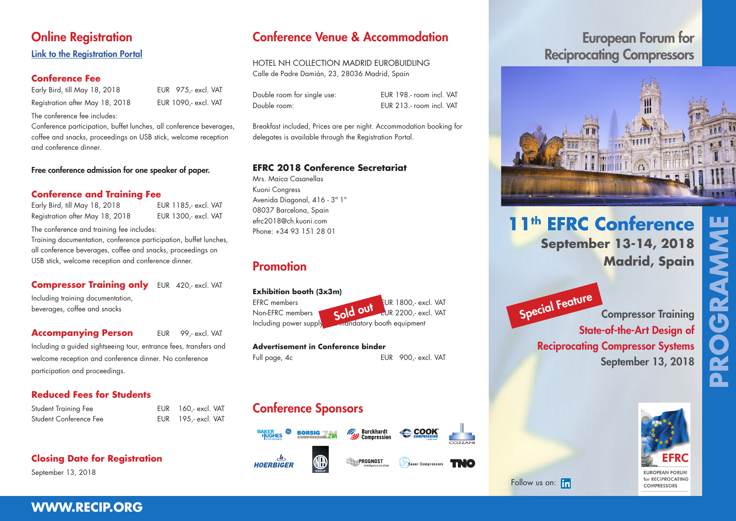## Online Registration

Link to the Registration Portal

### Conference Fee

| | |
|---|---|
| Early Bird, till May 18, 2018 | EUR 975,- excl. VAT |
| Registration after May 18, 2018 | EUR 1090,- excl. VAT |

The conference fee includes:
Conference participation, buffet lunches, all conference beverages, coffee and snacks, proceedings on USB stick, welcome reception and conference dinner.

**Free conference admission for one speaker of paper.**

### Conference and Training Fee

| | |
|---|---|
| Early Bird, till May 18, 2018 | EUR 1185,- excl. VAT |
| Registration after May 18, 2018 | EUR 1300,- excl. VAT |

The conference and training fee includes:
Training documentation, conference participation, buffet lunches, all conference beverages, coffee and snacks, proceedings on USB stick, welcome reception and conference dinner.

### Compressor Training only — EUR 420,- excl. VAT

Including training documentation, beverages, coffee and snacks

### Accompanying Person — EUR 99,- excl. VAT

Including a guided sightseeing tour, entrance fees, transfers and welcome reception and conference dinner. No conference participation and proceedings.

### Reduced Fees for Students

| | |
|---|---|
| Student Training Fee | EUR 160,- excl. VAT |
| Student Conference Fee | EUR 195,- excl. VAT |

### Closing Date for Registration

September 13, 2018

## Conference Venue & Accommodation

HOTEL NH COLLECTION MADRID EUROBUIDLING
Calle de Padre Damián, 23, 28036 Madrid, Spain

| | |
|---|---|
| Double room for single use: | EUR 198.- room incl. VAT |
| Double room: | EUR 213.- room incl. VAT |

Breakfast included, Prices are per night. Accommodation booking for delegates is available through the Registration Portal.

### EFRC 2018 Conference Secretariat

Mrs. Maica Casanellas
Kuoni Congress
Avenida Diagonal, 416 - 3° 1°
08037 Barcelona, Spain
efrc2018@ch.kuoni.com
Phone: +34 93 151 28 01

## Promotion

**Exhibition booth (3x3m)** — Sold out

| | |
|---|---|
| EFRC members | EUR 1800,- excl. VAT |
| Non-EFRC members | EUR 2200,- excl. VAT |

Including power supply, mandatory booth equipment

**Advertisement in Conference binder**

| | |
|---|---|
| Full page, 4c | EUR 900,- excl. VAT |

## Conference Sponsors

Baker Hughes, a GE company · Borsig ZM Compression · Burckhardt Compression · Cook Compression · Cozzani · Hoerbiger · Neuman & Esser Group · Prognost · Sauer Compressors · TNO

# European Forum for Reciprocating Compressors

# 11th EFRC Conference

**September 13-14, 2018**
**Madrid, Spain**

**Special Feature**

Compressor Training
State-of-the-Art Design of Reciprocating Compressor Systems
September 13, 2018

PROGRAMME

EFRC – EUROPEAN FORUM for RECIPROCATING COMPRESSORS

Follow us on: in

**WWW.RECIP.ORG**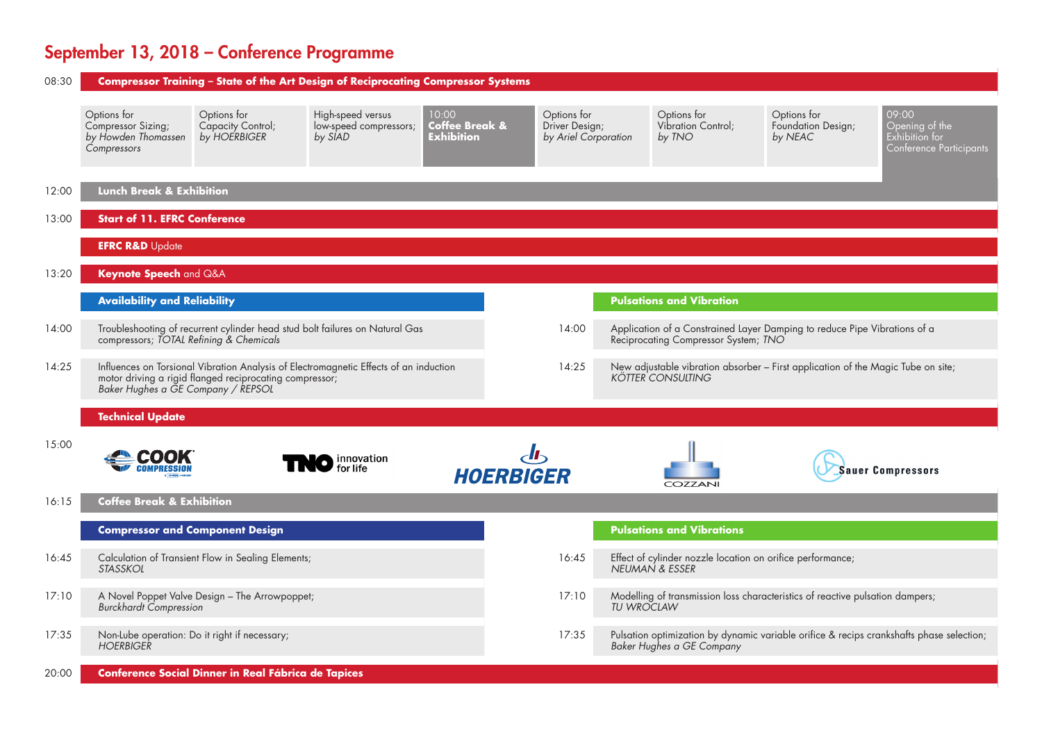# September 13, 2018 – Conference Programme

**08:30 – Compressor Training – State of the Art Design of Reciprocating Compressor Systems**

- Options for Compressor Sizing; *by Howden Thomassen Compressors*
- Options for Capacity Control; *by HOERBIGER*
- High-speed versus low-speed compressors; *by SIAD*
- 10:00 **Coffee Break & Exhibition**
- Options for Driver Design; *by Ariel Corporation*
- Options for Vibration Control; *by TNO*
- Options for Foundation Design; *by NEAC*
- 09:00 Opening of the Exhibition for Conference Participants

**12:00 – Lunch Break & Exhibition**

**13:00 – Start of 11. EFRC Conference**

**EFRC R&D** Update

**13:20 – Keynote Speech** and Q&A

## Availability and Reliability

| Time | Session |
|---|---|
| 14:00 | Troubleshooting of recurrent cylinder head stud bolt failures on Natural Gas compressors; *TOTAL Refining & Chemicals* |
| 14:25 | Influences on Torsional Vibration Analysis of Electromagnetic Effects of an induction motor driving a rigid flanged reciprocating compressor; *Baker Hughes a GE Company / REPSOL* |

## Pulsations and Vibration

| Time | Session |
|---|---|
| 14:00 | Application of a Constrained Layer Damping to reduce Pipe Vibrations of a Reciprocating Compressor System; *TNO* |
| 14:25 | New adjustable vibration absorber – First application of the Magic Tube on site; *KÖTTER CONSULTING* |

## Technical Update

**15:00** – COOK COMPRESSION, TNO innovation for life, HOERBIGER, COZZANI, Sauer Compressors

**16:15 – Coffee Break & Exhibition**

## Compressor and Component Design

| Time | Session |
|---|---|
| 16:45 | Calculation of Transient Flow in Sealing Elements; *STASSKOL* |
| 17:10 | A Novel Poppet Valve Design – The Arrowpoppet; *Burckhardt Compression* |
| 17:35 | Non-Lube operation: Do it right if necessary; *HOERBIGER* |

## Pulsations and Vibrations

| Time | Session |
|---|---|
| 16:45 | Effect of cylinder nozzle location on orifice performance; *NEUMAN & ESSER* |
| 17:10 | Modelling of transmission loss characteristics of reactive pulsation dampers; *TU WROCLAW* |
| 17:35 | Pulsation optimization by dynamic variable orifice & recips crankshafts phase selection; *Baker Hughes a GE Company* |

**20:00 – Conference Social Dinner in Real Fábrica de Tapices**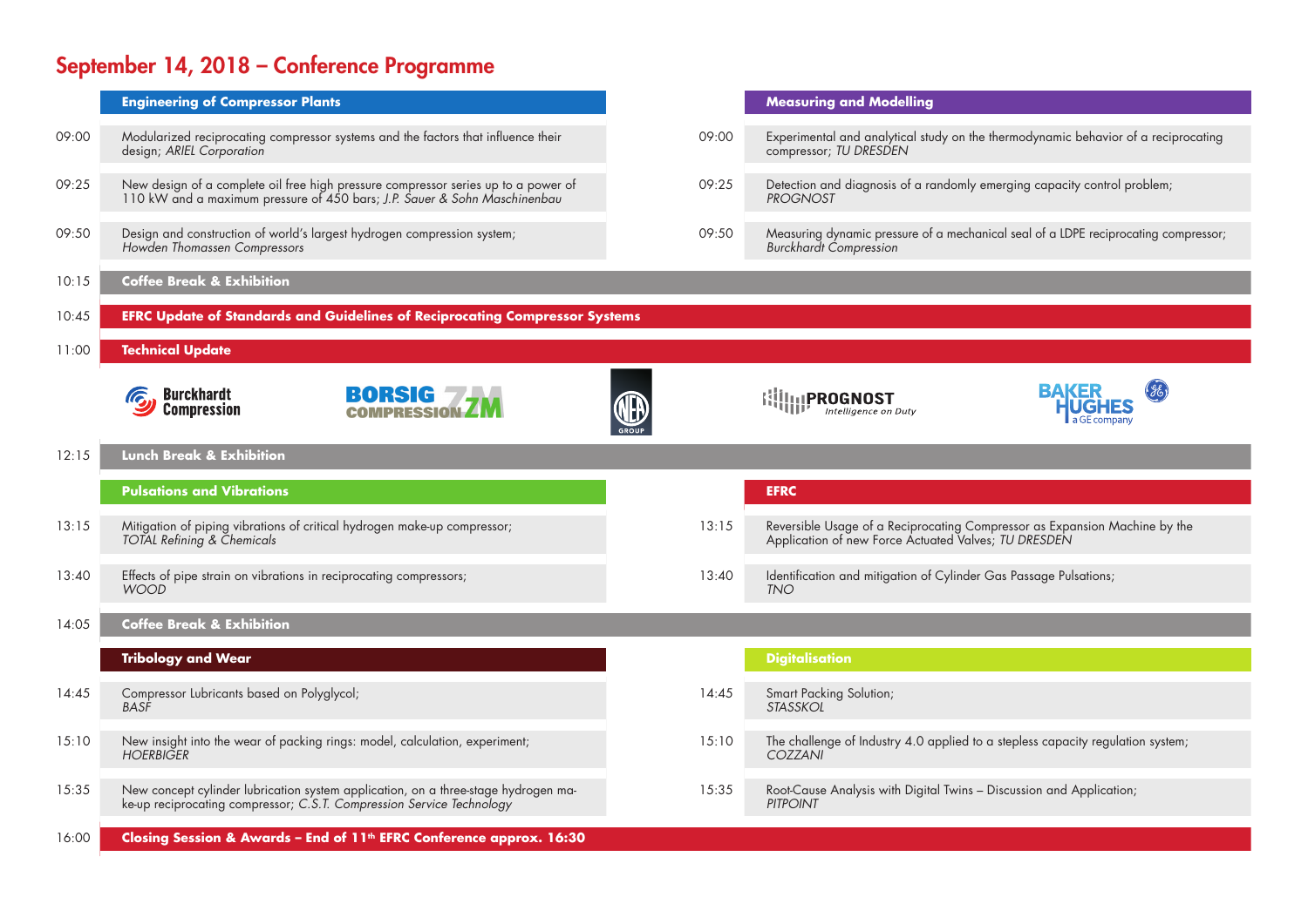# September 14, 2018 – Conference Programme

## Engineering of Compressor Plants

| | |
|---|---|
| 09:00 | Modularized reciprocating compressor systems and the factors that influence their design; *ARIEL Corporation* |
| 09:25 | New design of a complete oil free high pressure compressor series up to a power of 110 kW and a maximum pressure of 450 bars; *J.P. Sauer & Sohn Maschinenbau* |
| 09:50 | Design and construction of world's largest hydrogen compression system; *Howden Thomassen Compressors* |

## Measuring and Modelling

| | |
|---|---|
| 09:00 | Experimental and analytical study on the thermodynamic behavior of a reciprocating compressor; *TU DRESDEN* |
| 09:25 | Detection and diagnosis of a randomly emerging capacity control problem; *PROGNOST* |
| 09:50 | Measuring dynamic pressure of a mechanical seal of a LDPE reciprocating compressor; *Burckhardt Compression* |

**10:15 Coffee Break & Exhibition**

**10:45 EFRC Update of Standards and Guidelines of Reciprocating Compressor Systems**

**11:00 Technical Update**

Burckhardt Compression · BORSIG COMPRESSION ZM · NEA GROUP · PROGNOST Intelligence on Duty · BAKER HUGHES a GE company

**12:15 Lunch Break & Exhibition**

## Pulsations and Vibrations

| | |
|---|---|
| 13:15 | Mitigation of piping vibrations of critical hydrogen make-up compressor; *TOTAL Refining & Chemicals* |
| 13:40 | Effects of pipe strain on vibrations in reciprocating compressors; *WOOD* |

## EFRC

| | |
|---|---|
| 13:15 | Reversible Usage of a Reciprocating Compressor as Expansion Machine by the Application of new Force Actuated Valves; *TU DRESDEN* |
| 13:40 | Identification and mitigation of Cylinder Gas Passage Pulsations; *TNO* |

**14:05 Coffee Break & Exhibition**

## Tribology and Wear

| | |
|---|---|
| 14:45 | Compressor Lubricants based on Polyglycol; *BASF* |
| 15:10 | New insight into the wear of packing rings: model, calculation, experiment; *HOERBIGER* |
| 15:35 | New concept cylinder lubrication system application, on a three-stage hydrogen make-up reciprocating compressor; *C.S.T. Compression Service Technology* |

## Digitalisation

| | |
|---|---|
| 14:45 | Smart Packing Solution; *STASSKOL* |
| 15:10 | The challenge of Industry 4.0 applied to a stepless capacity regulation system; *COZZANI* |
| 15:35 | Root-Cause Analysis with Digital Twins – Discussion and Application; *PITPOINT* |

**16:00 Closing Session & Awards – End of 11th EFRC Conference approx. 16:30**